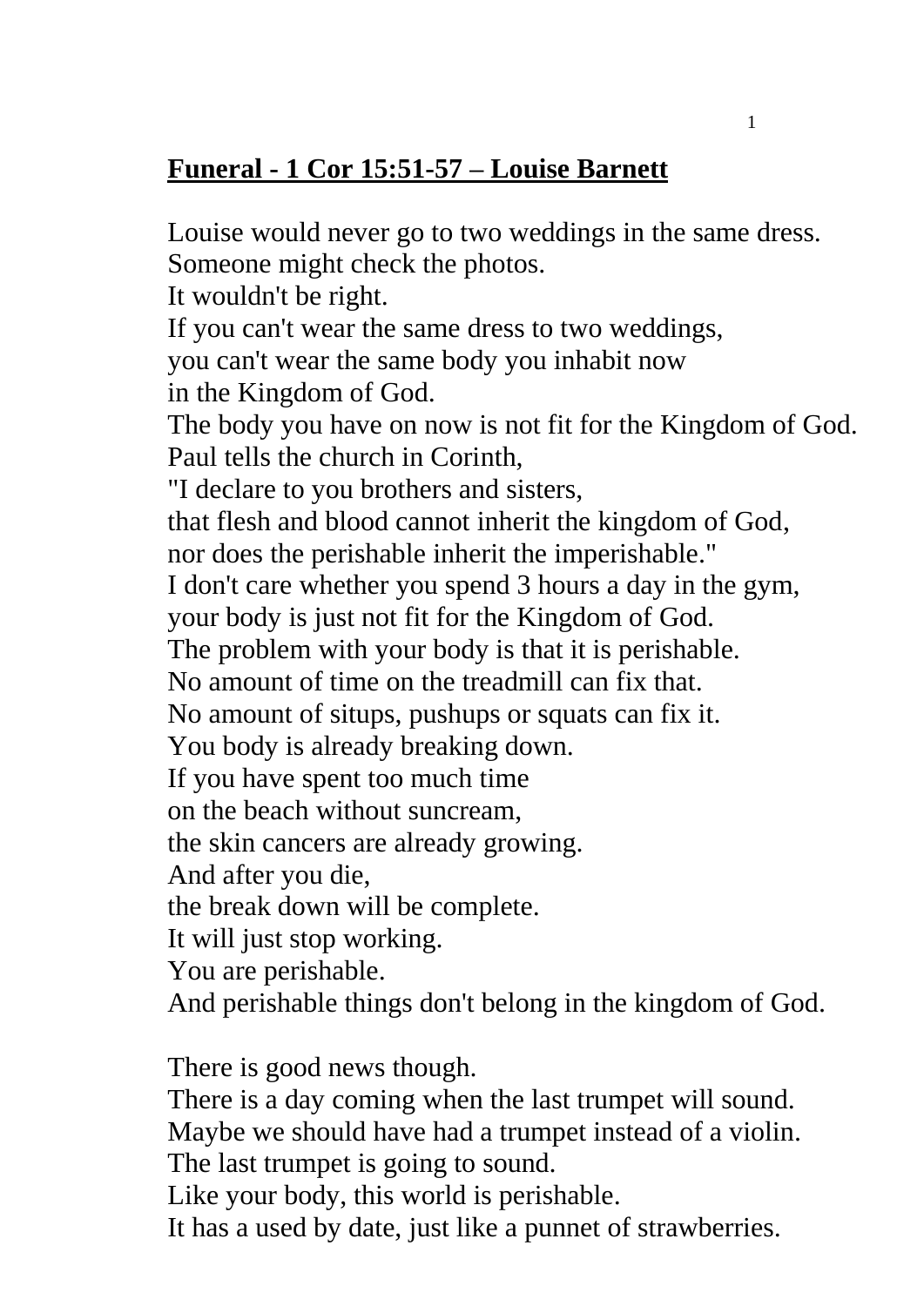**Funeral - 1 Cor 15:51-57 – Louise Barnett**

Louise would never go to two weddings in the same dress.
Someone might check the photos.
It wouldn't be right.
If you can't wear the same dress to two weddings,
you can't wear the same body you inhabit now
in the Kingdom of God.
The body you have on now is not fit for the Kingdom of God.
Paul tells the church in Corinth,
"I declare to you brothers and sisters,
that flesh and blood cannot inherit the kingdom of God,
nor does the perishable inherit the imperishable."
I don't care whether you spend 3 hours a day in the gym,
your body is just not fit for the Kingdom of God.
The problem with your body is that it is perishable.
No amount of time on the treadmill can fix that.
No amount of situps, pushups or squats can fix it.
You body is already breaking down.
If you have spent too much time
on the beach without suncream,
the skin cancers are already growing.
And after you die,
the break down will be complete.
It will just stop working.
You are perishable.
And perishable things don't belong in the kingdom of God.

There is good news though.
There is a day coming when the last trumpet will sound.
Maybe we should have had a trumpet instead of a violin.
The last trumpet is going to sound.
Like your body, this world is perishable.
It has a used by date, just like a punnet of strawberries.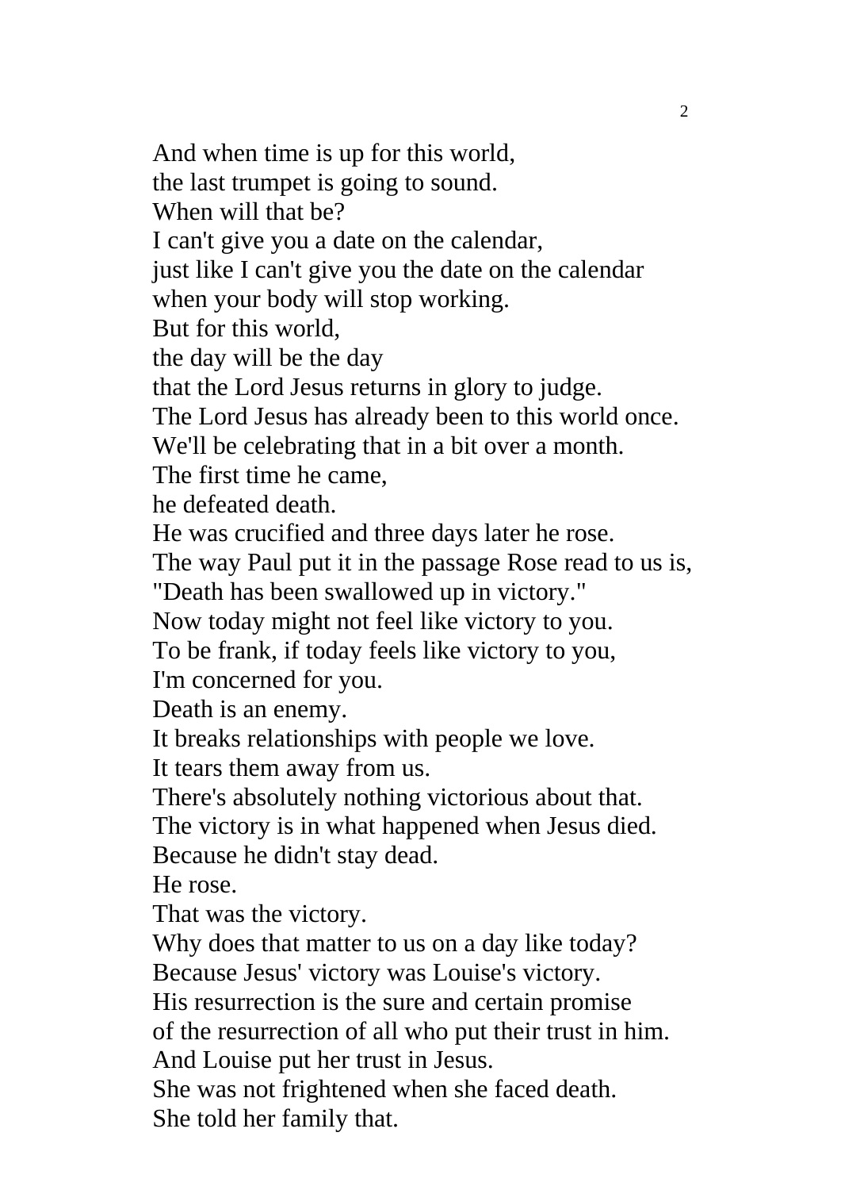And when time is up for this world,  
the last trumpet is going to sound.  
When will that be?  
I can't give you a date on the calendar,  
just like I can't give you the date on the calendar  
when your body will stop working.  
But for this world,  
the day will be the day  
that the Lord Jesus returns in glory to judge.  
The Lord Jesus has already been to this world once.  
We'll be celebrating that in a bit over a month.  
The first time he came,  
he defeated death.  
He was crucified and three days later he rose.  
The way Paul put it in the passage Rose read to us is,  
"Death has been swallowed up in victory."  
Now today might not feel like victory to you.  
To be frank, if today feels like victory to you,  
I'm concerned for you.  
Death is an enemy.  
It breaks relationships with people we love.  
It tears them away from us.  
There's absolutely nothing victorious about that.  
The victory is in what happened when Jesus died.  
Because he didn't stay dead.  
He rose.  
That was the victory.  
Why does that matter to us on a day like today?  
Because Jesus' victory was Louise's victory.  
His resurrection is the sure and certain promise  
of the resurrection of all who put their trust in him.  
And Louise put her trust in Jesus.  
She was not frightened when she faced death.  
She told her family that.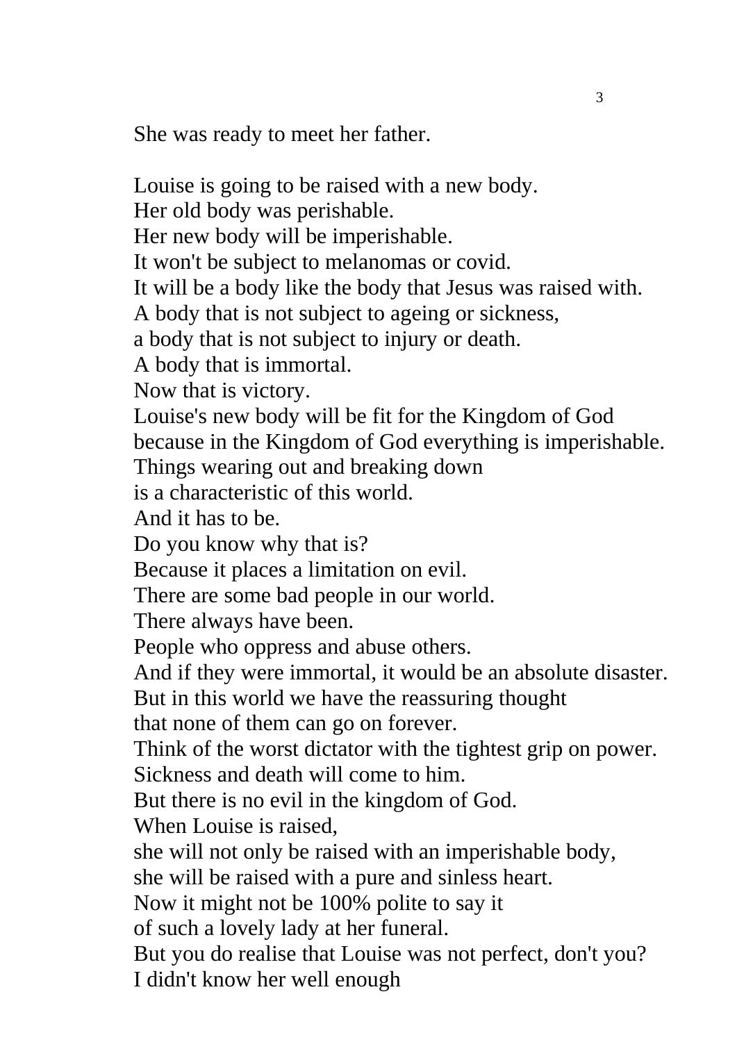She was ready to meet her father.

Louise is going to be raised with a new body.
Her old body was perishable.
Her new body will be imperishable.
It won't be subject to melanomas or covid.
It will be a body like the body that Jesus was raised with.
A body that is not subject to ageing or sickness,
a body that is not subject to injury or death.
A body that is immortal.
Now that is victory.
Louise's new body will be fit for the Kingdom of God
because in the Kingdom of God everything is imperishable.
Things wearing out and breaking down
is a characteristic of this world.
And it has to be.
Do you know why that is?
Because it places a limitation on evil.
There are some bad people in our world.
There always have been.
People who oppress and abuse others.
And if they were immortal, it would be an absolute disaster.
But in this world we have the reassuring thought
that none of them can go on forever.
Think of the worst dictator with the tightest grip on power.
Sickness and death will come to him.
But there is no evil in the kingdom of God.
When Louise is raised,
she will not only be raised with an imperishable body,
she will be raised with a pure and sinless heart.
Now it might not be 100% polite to say it
of such a lovely lady at her funeral.
But you do realise that Louise was not perfect, don't you?
I didn't know her well enough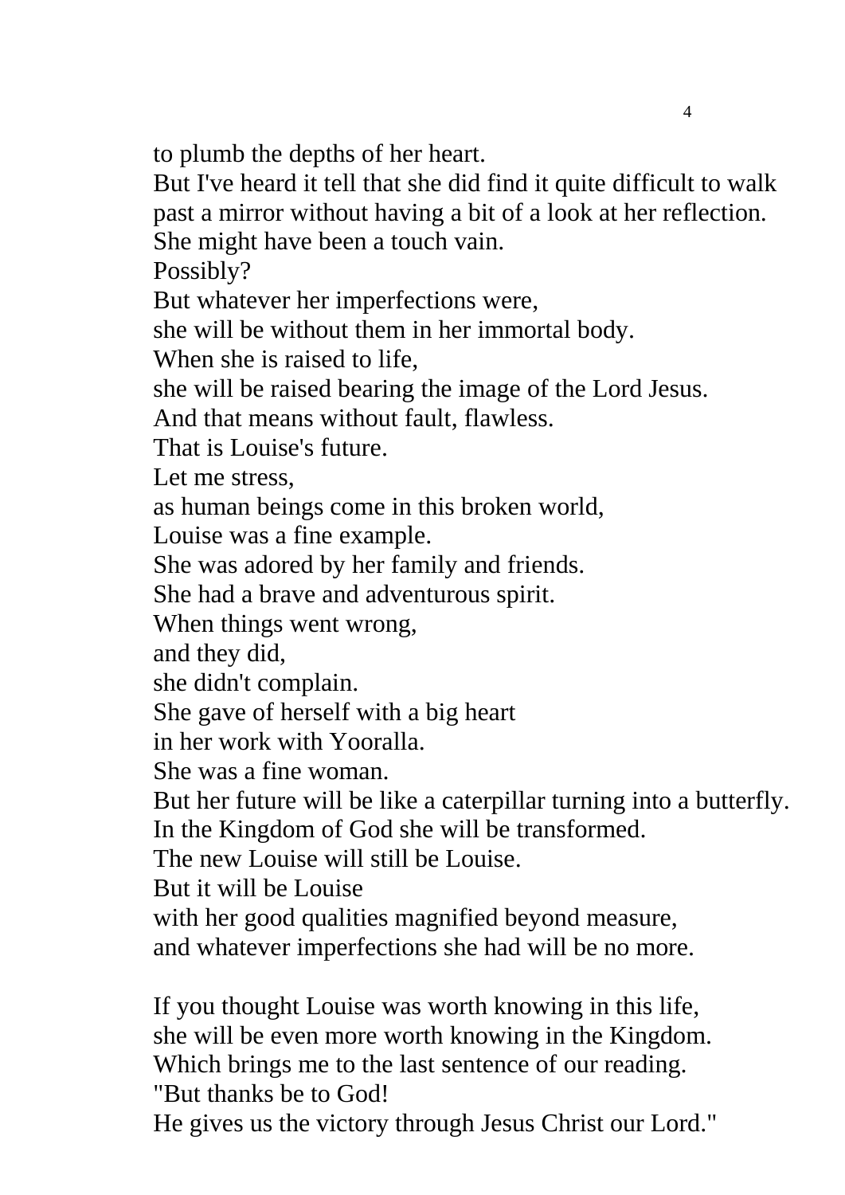to plumb the depths of her heart.  
But I've heard it tell that she did find it quite difficult to walk past a mirror without having a bit of a look at her reflection.  
She might have been a touch vain.  
Possibly?  
But whatever her imperfections were,  
she will be without them in her immortal body.  
When she is raised to life,  
she will be raised bearing the image of the Lord Jesus.  
And that means without fault, flawless.  
That is Louise's future.  
Let me stress,  
as human beings come in this broken world,  
Louise was a fine example.  
She was adored by her family and friends.  
She had a brave and adventurous spirit.  
When things went wrong,  
and they did,  
she didn't complain.  
She gave of herself with a big heart  
in her work with Yooralla.  
She was a fine woman.  
But her future will be like a caterpillar turning into a butterfly.  
In the Kingdom of God she will be transformed.  
The new Louise will still be Louise.  
But it will be Louise  
with her good qualities magnified beyond measure,  
and whatever imperfections she had will be no more.

If you thought Louise was worth knowing in this life,  
she will be even more worth knowing in the Kingdom.  
Which brings me to the last sentence of our reading.  
"But thanks be to God!  
He gives us the victory through Jesus Christ our Lord."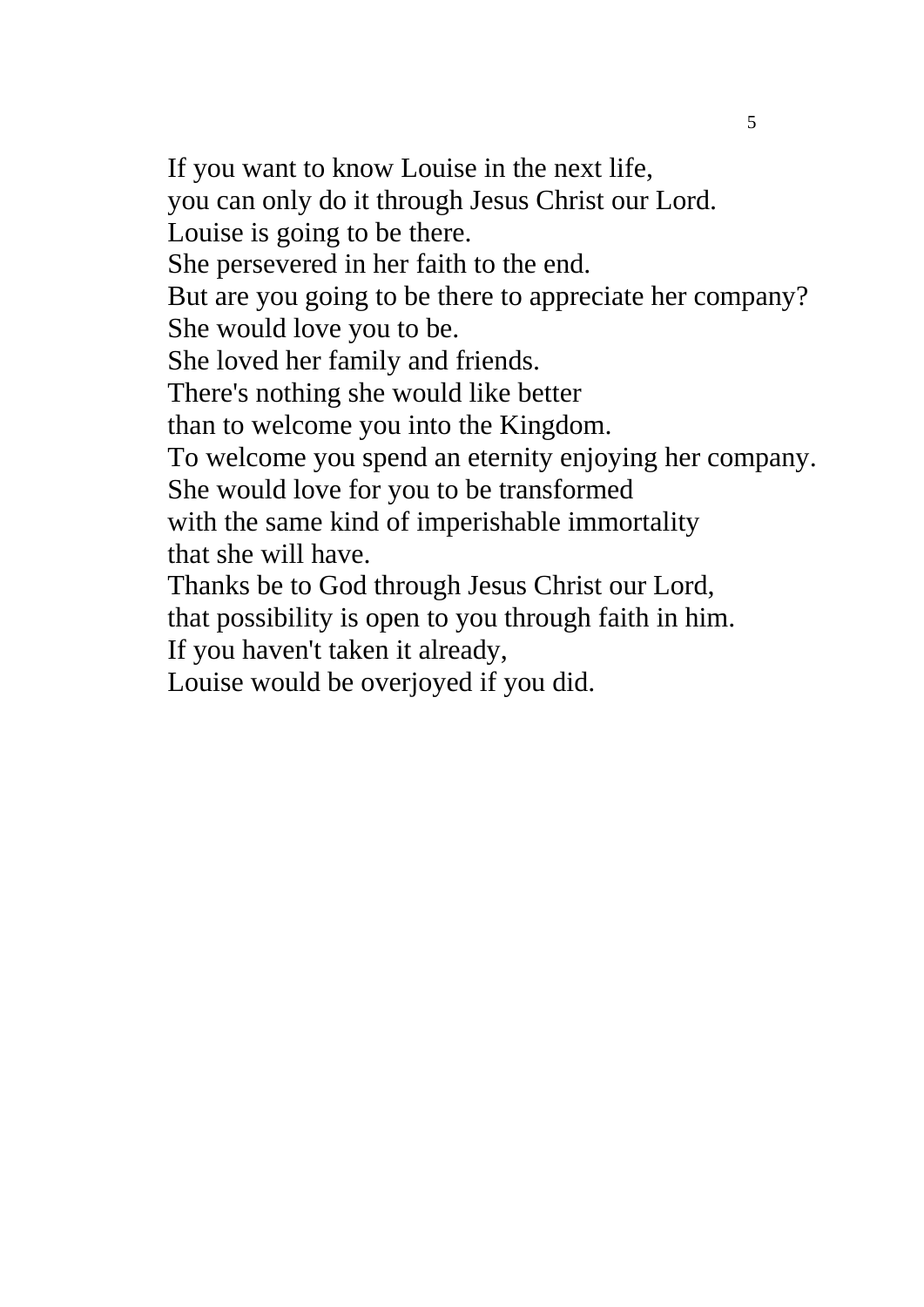If you want to know Louise in the next life,
you can only do it through Jesus Christ our Lord.
Louise is going to be there.
She persevered in her faith to the end.
But are you going to be there to appreciate her company?
She would love you to be.
She loved her family and friends.
There's nothing she would like better
than to welcome you into the Kingdom.
To welcome you spend an eternity enjoying her company.
She would love for you to be transformed
with the same kind of imperishable immortality
that she will have.
Thanks be to God through Jesus Christ our Lord,
that possibility is open to you through faith in him.
If you haven't taken it already,
Louise would be overjoyed if you did.